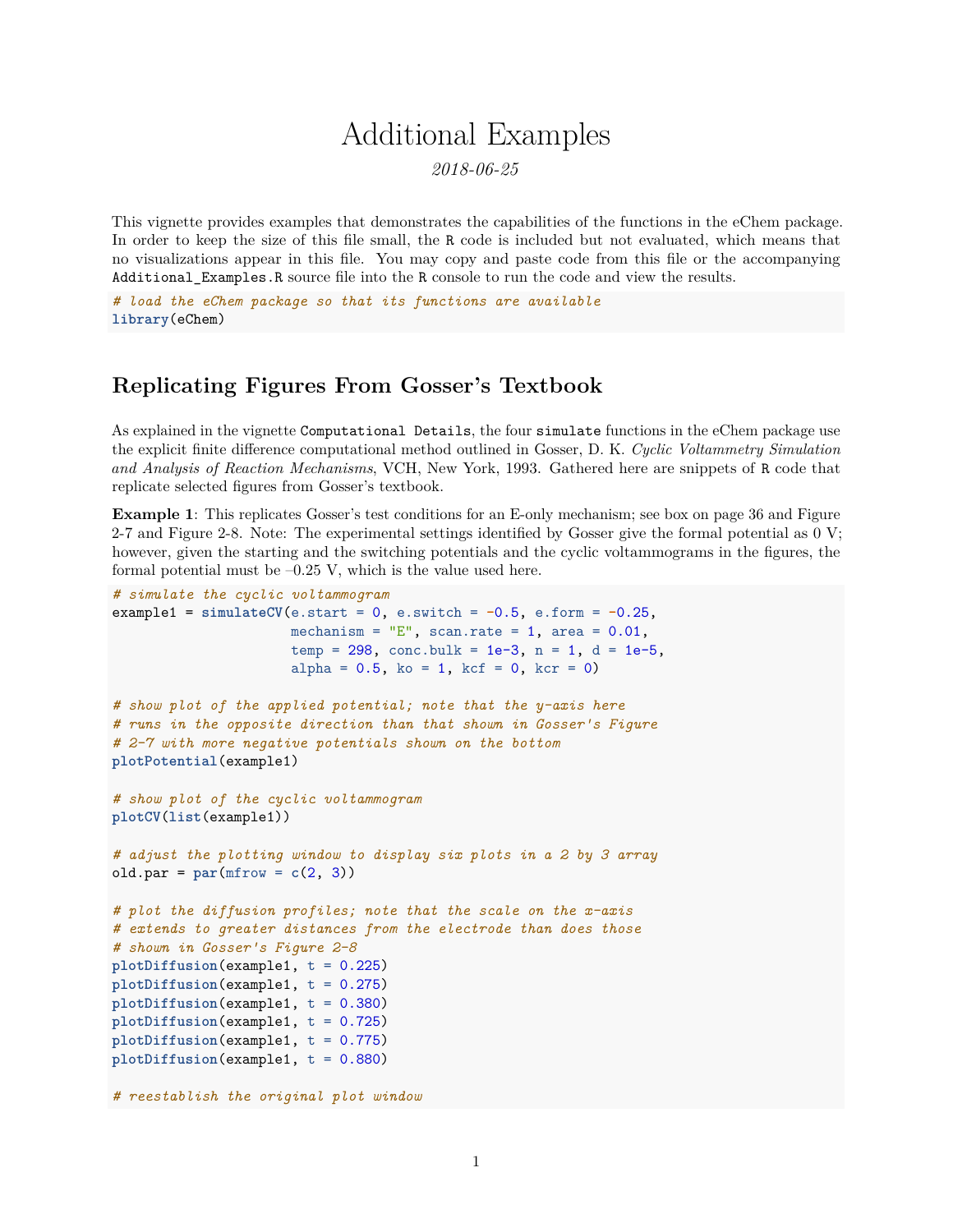# Additional Examples

*2018-06-25*

This vignette provides examples that demonstrates the capabilities of the functions in the eChem package. In order to keep the size of this file small, the R code is included but not evaluated, which means that no visualizations appear in this file. You may copy and paste code from this file or the accompanying Additional_Examples.R source file into the R console to run the code and view the results.

```
# load the eChem package so that its functions are available
library(eChem)
```

## Replicating Figures From Gosser's Textbook

As explained in the vignette Computational Details, the four simulate functions in the eChem package use the explicit finite difference computational method outlined in Gosser, D. K. *Cyclic Voltammetry Simulation and Analysis of Reaction Mechanisms*, VCH, New York, 1993. Gathered here are snippets of R code that replicate selected figures from Gosser's textbook.

**Example 1**: This replicates Gosser's test conditions for an E-only mechanism; see box on page 36 and Figure 2-7 and Figure 2-8. Note: The experimental settings identified by Gosser give the formal potential as 0 V; however, given the starting and the switching potentials and the cyclic voltammograms in the figures, the formal potential must be –0.25 V, which is the value used here.

```
# simulate the cyclic voltammogram
example1 = simulateCV(e.start = 0, e.switch = -0.5, e.form = -0.25,
                      mechanism = "E", scan.rate = 1, area = 0.01,
                      temp = 298, conc.bulk = 1e-3, n = 1, d = 1e-5,
                      alpha = 0.5, ko = 1, kcf = 0, kcr = 0)

# show plot of the applied potential; note that the y-axis here
# runs in the opposite direction than that shown in Gosser's Figure
# 2-7 with more negative potentials shown on the bottom
plotPotential(example1)

# show plot of the cyclic voltammogram
plotCV(list(example1))

# adjust the plotting window to display six plots in a 2 by 3 array
old.par = par(mfrow = c(2, 3))

# plot the diffusion profiles; note that the scale on the x-axis
# extends to greater distances from the electrode than does those
# shown in Gosser's Figure 2-8
plotDiffusion(example1, t = 0.225)
plotDiffusion(example1, t = 0.275)
plotDiffusion(example1, t = 0.380)
plotDiffusion(example1, t = 0.725)
plotDiffusion(example1, t = 0.775)
plotDiffusion(example1, t = 0.880)

# reestablish the original plot window
```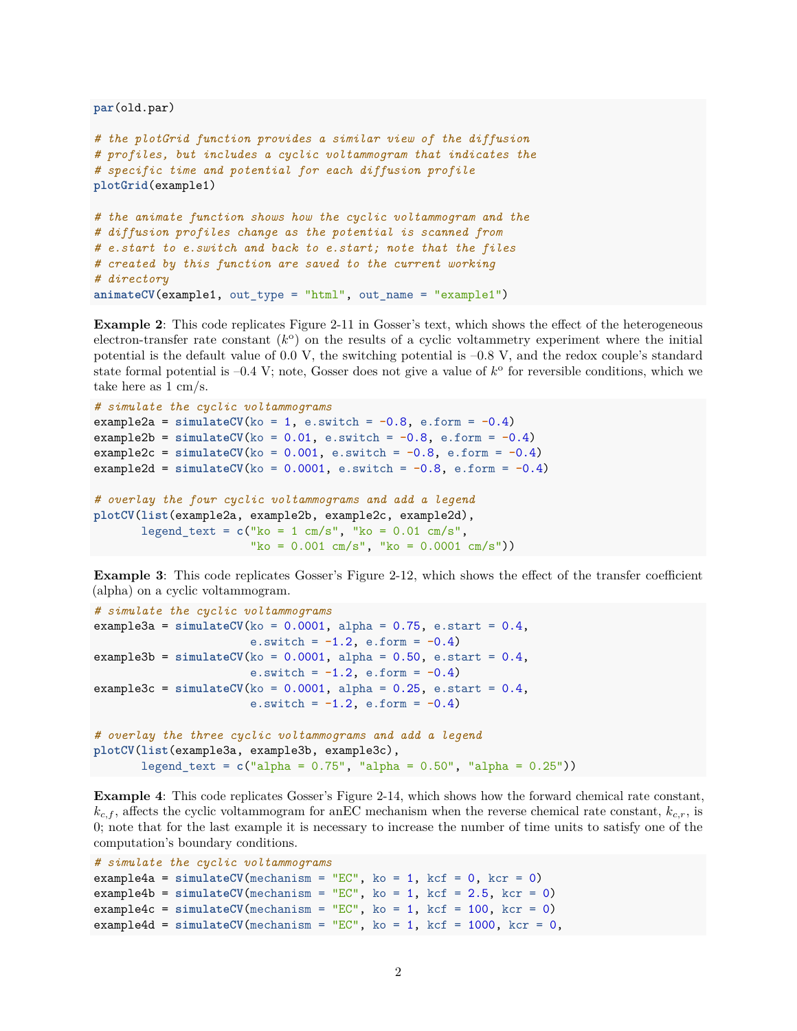```
par(old.par)

# the plotGrid function provides a similar view of the diffusion
# profiles, but includes a cyclic voltammogram that indicates the
# specific time and potential for each diffusion profile
plotGrid(example1)

# the animate function shows how the cyclic voltammogram and the
# diffusion profiles change as the potential is scanned from
# e.start to e.switch and back to e.start; note that the files
# created by this function are saved to the current working
# directory
animateCV(example1, out_type = "html", out_name = "example1")
```

**Example 2**: This code replicates Figure 2-11 in Gosser's text, which shows the effect of the heterogeneous electron-transfer rate constant ($k^o$) on the results of a cyclic voltammetry experiment where the initial potential is the default value of 0.0 V, the switching potential is –0.8 V, and the redox couple's standard state formal potential is –0.4 V; note, Gosser does not give a value of $k^o$ for reversible conditions, which we take here as 1 cm/s.

```
# simulate the cyclic voltammograms
example2a = simulateCV(ko = 1, e.switch = -0.8, e.form = -0.4)
example2b = simulateCV(ko = 0.01, e.switch = -0.8, e.form = -0.4)
example2c = simulateCV(ko = 0.001, e.switch = -0.8, e.form = -0.4)
example2d = simulateCV(ko = 0.0001, e.switch = -0.8, e.form = -0.4)

# overlay the four cyclic voltammograms and add a legend
plotCV(list(example2a, example2b, example2c, example2d),
       legend_text = c("ko = 1 cm/s", "ko = 0.01 cm/s",
                       "ko = 0.001 cm/s", "ko = 0.0001 cm/s"))
```

**Example 3**: This code replicates Gosser's Figure 2-12, which shows the effect of the transfer coefficient (alpha) on a cyclic voltammogram.

```
# simulate the cyclic voltammograms
example3a = simulateCV(ko = 0.0001, alpha = 0.75, e.start = 0.4,
                       e.switch = -1.2, e.form = -0.4)
example3b = simulateCV(ko = 0.0001, alpha = 0.50, e.start = 0.4,
                       e.switch = -1.2, e.form = -0.4)
example3c = simulateCV(ko = 0.0001, alpha = 0.25, e.start = 0.4,
                       e.switch = -1.2, e.form = -0.4)

# overlay the three cyclic voltammograms and add a legend
plotCV(list(example3a, example3b, example3c),
       legend_text = c("alpha = 0.75", "alpha = 0.50", "alpha = 0.25"))
```

**Example 4**: This code replicates Gosser's Figure 2-14, which shows how the forward chemical rate constant, $k_{c,f}$, affects the cyclic voltammogram for anEC mechanism when the reverse chemical rate constant, $k_{c,r}$, is 0; note that for the last example it is necessary to increase the number of time units to satisfy one of the computation's boundary conditions.

```
# simulate the cyclic voltammograms
example4a = simulateCV(mechanism = "EC", ko = 1, kcf = 0, kcr = 0)
example4b = simulateCV(mechanism = "EC", ko = 1, kcf = 2.5, kcr = 0)
example4c = simulateCV(mechanism = "EC", ko = 1, kcf = 100, kcr = 0)
example4d = simulateCV(mechanism = "EC", ko = 1, kcf = 1000, kcr = 0,
```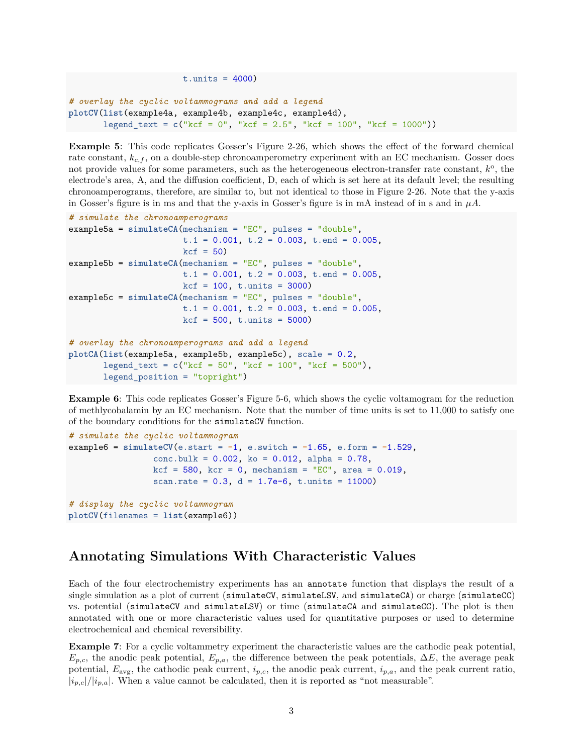```
                     t.units = 4000)

# overlay the cyclic voltammograms and add a legend
plotCV(list(example4a, example4b, example4c, example4d),
       legend_text = c("kcf = 0", "kcf = 2.5", "kcf = 100", "kcf = 1000"))
```

**Example 5**: This code replicates Gosser's Figure 2-26, which shows the effect of the forward chemical rate constant, $k_{c,f}$, on a double-step chronoamperometry experiment with an EC mechanism. Gosser does not provide values for some parameters, such as the heterogeneous electron-transfer rate constant, $k^o$, the electrode's area, A, and the diffusion coefficient, D, each of which is set here at its default level; the resulting chronoamperograms, therefore, are similar to, but not identical to those in Figure 2-26. Note that the y-axis in Gosser's figure is in ms and that the y-axis in Gosser's figure is in mA instead of in s and in $\mu A$.

```
# simulate the chronoamperograms
example5a = simulateCA(mechanism = "EC", pulses = "double",
                       t.1 = 0.001, t.2 = 0.003, t.end = 0.005,
                       kcf = 50)
example5b = simulateCA(mechanism = "EC", pulses = "double",
                       t.1 = 0.001, t.2 = 0.003, t.end = 0.005,
                       kcf = 100, t.units = 3000)
example5c = simulateCA(mechanism = "EC", pulses = "double",
                       t.1 = 0.001, t.2 = 0.003, t.end = 0.005,
                       kcf = 500, t.units = 5000)

# overlay the chronoamperograms and add a legend
plotCA(list(example5a, example5b, example5c), scale = 0.2,
       legend_text = c("kcf = 50", "kcf = 100", "kcf = 500"),
       legend_position = "topright")
```

**Example 6**: This code replicates Gosser's Figure 5-6, which shows the cyclic voltamogram for the reduction of methlycobalamin by an EC mechanism. Note that the number of time units is set to 11,000 to satisfy one of the boundary conditions for the `simulateCV` function.

```
# simulate the cyclic voltammogram
example6 = simulateCV(e.start = -1, e.switch = -1.65, e.form = -1.529,
                 conc.bulk = 0.002, ko = 0.012, alpha = 0.78,
                 kcf = 580, kcr = 0, mechanism = "EC", area = 0.019,
                 scan.rate = 0.3, d = 1.7e-6, t.units = 11000)

# display the cyclic voltammogram
plotCV(filenames = list(example6))
```

## Annotating Simulations With Characteristic Values

Each of the four electrochemistry experiments has an `annotate` function that displays the result of a single simulation as a plot of current (`simulateCV`, `simulateLSV`, and `simulateCA`) or charge (`simulateCC`) vs. potential (`simulateCV` and `simulateLSV`) or time (`simulateCA` and `simulateCC`). The plot is then annotated with one or more characteristic values used for quantitative purposes or used to determine electrochemical and chemical reversibility.

**Example 7**: For a cyclic voltammetry experiment the characteristic values are the cathodic peak potential, $E_{p,c}$, the anodic peak potential, $E_{p,a}$, the difference between the peak potentials, $\Delta E$, the average peak potential, $E_{\text{avg}}$, the cathodic peak current, $i_{p,c}$, the anodic peak current, $i_{p,a}$, and the peak current ratio, $|i_{p,c}|/|i_{p,a}|$. When a value cannot be calculated, then it is reported as "not measurable".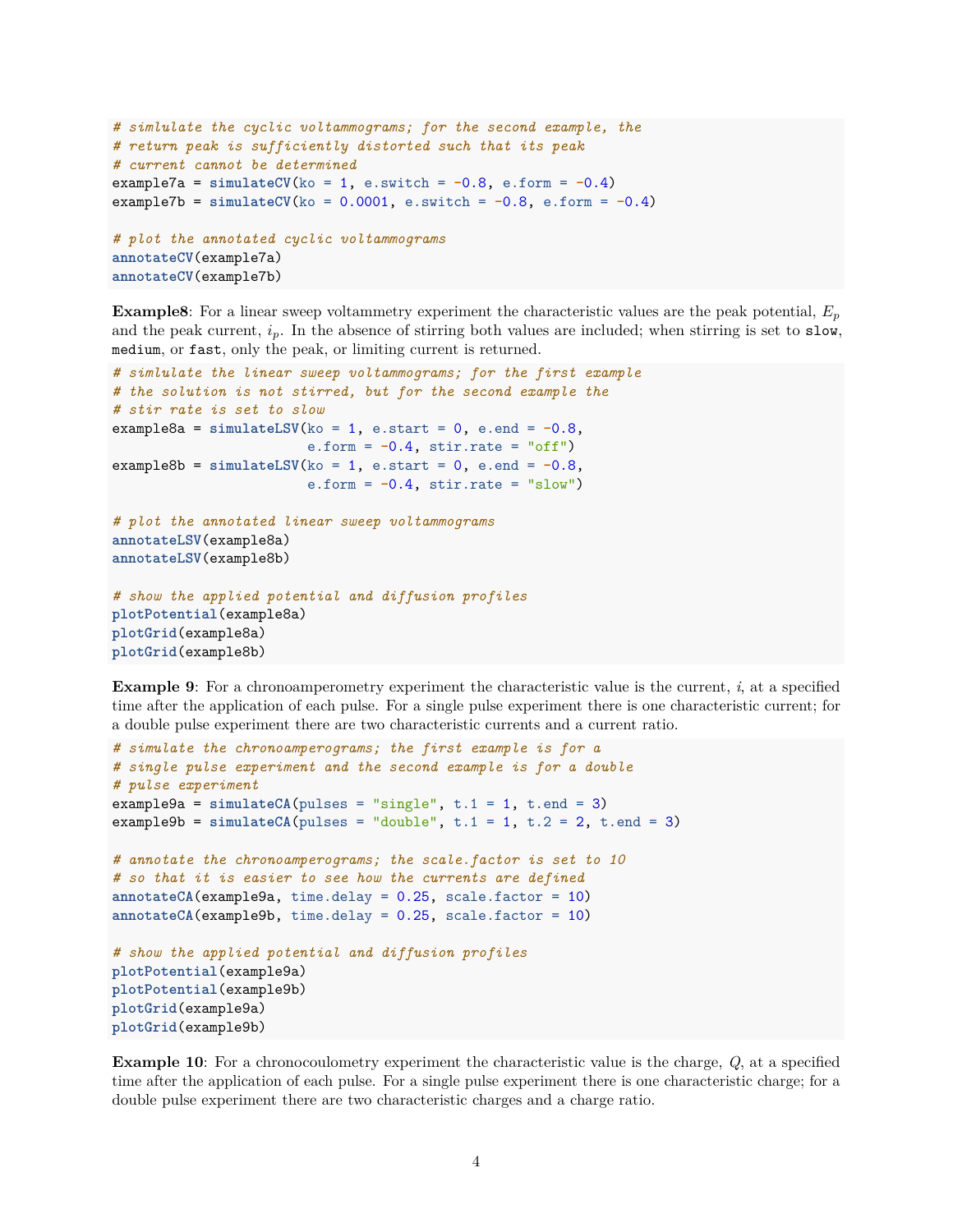```
# simlulate the cyclic voltammograms; for the second example, the
# return peak is sufficiently distorted such that its peak
# current cannot be determined
example7a = simulateCV(ko = 1, e.switch = -0.8, e.form = -0.4)
example7b = simulateCV(ko = 0.0001, e.switch = -0.8, e.form = -0.4)

# plot the annotated cyclic voltammograms
annotateCV(example7a)
annotateCV(example7b)
```

**Example8**: For a linear sweep voltammetry experiment the characteristic values are the peak potential, $E_p$ and the peak current, $i_p$. In the absence of stirring both values are included; when stirring is set to `slow`, `medium`, or `fast`, only the peak, or limiting current is returned.

```
# simlulate the linear sweep voltammograms; for the first example
# the solution is not stirred, but for the second example the
# stir rate is set to slow
example8a = simulateLSV(ko = 1, e.start = 0, e.end = -0.8,
                        e.form = -0.4, stir.rate = "off")
example8b = simulateLSV(ko = 1, e.start = 0, e.end = -0.8,
                        e.form = -0.4, stir.rate = "slow")

# plot the annotated linear sweep voltammograms
annotateLSV(example8a)
annotateLSV(example8b)

# show the applied potential and diffusion profiles
plotPotential(example8a)
plotGrid(example8a)
plotGrid(example8b)
```

**Example 9**: For a chronoamperometry experiment the characteristic value is the current, $i$, at a specified time after the application of each pulse. For a single pulse experiment there is one characteristic current; for a double pulse experiment there are two characteristic currents and a current ratio.

```
# simulate the chronoamperograms; the first example is for a
# single pulse experiment and the second example is for a double
# pulse experiment
example9a = simulateCA(pulses = "single", t.1 = 1, t.end = 3)
example9b = simulateCA(pulses = "double", t.1 = 1, t.2 = 2, t.end = 3)

# annotate the chronoamperograms; the scale.factor is set to 10
# so that it is easier to see how the currents are defined
annotateCA(example9a, time.delay = 0.25, scale.factor = 10)
annotateCA(example9b, time.delay = 0.25, scale.factor = 10)

# show the applied potential and diffusion profiles
plotPotential(example9a)
plotPotential(example9b)
plotGrid(example9a)
plotGrid(example9b)
```

**Example 10**: For a chronocoulometry experiment the characteristic value is the charge, $Q$, at a specified time after the application of each pulse. For a single pulse experiment there is one characteristic charge; for a double pulse experiment there are two characteristic charges and a charge ratio.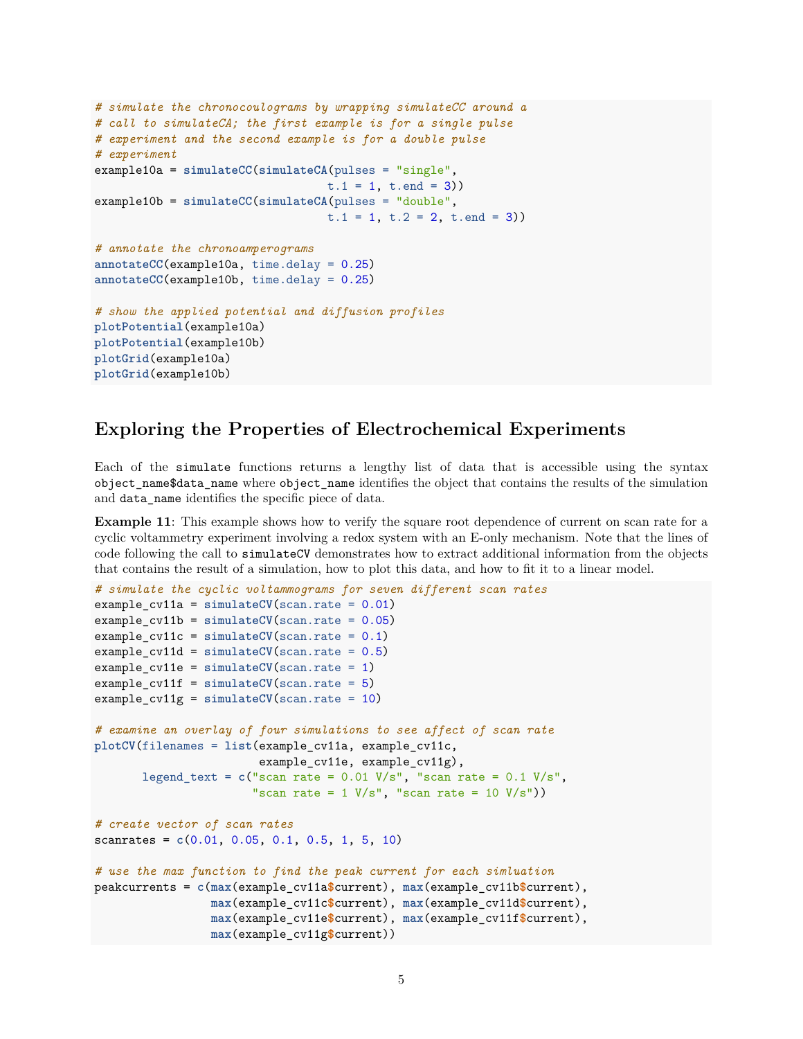```
# simulate the chronocoulograms by wrapping simulateCC around a
# call to simulateCA; the first example is for a single pulse
# experiment and the second example is for a double pulse
# experiment
example10a = simulateCC(simulateCA(pulses = "single",
                                   t.1 = 1, t.end = 3))
example10b = simulateCC(simulateCA(pulses = "double",
                                   t.1 = 1, t.2 = 2, t.end = 3))

# annotate the chronoamperograms
annotateCC(example10a, time.delay = 0.25)
annotateCC(example10b, time.delay = 0.25)

# show the applied potential and diffusion profiles
plotPotential(example10a)
plotPotential(example10b)
plotGrid(example10a)
plotGrid(example10b)
```

## Exploring the Properties of Electrochemical Experiments

Each of the `simulate` functions returns a lengthy list of data that is accessible using the syntax `object_name$data_name` where `object_name` identifies the object that contains the results of the simulation and `data_name` identifies the specific piece of data.

**Example 11**: This example shows how to verify the square root dependence of current on scan rate for a cyclic voltammetry experiment involving a redox system with an E-only mechanism. Note that the lines of code following the call to `simulateCV` demonstrates how to extract additional information from the objects that contains the result of a simulation, how to plot this data, and how to fit it to a linear model.

```
# simulate the cyclic voltammograms for seven different scan rates
example_cv11a = simulateCV(scan.rate = 0.01)
example_cv11b = simulateCV(scan.rate = 0.05)
example_cv11c = simulateCV(scan.rate = 0.1)
example_cv11d = simulateCV(scan.rate = 0.5)
example_cv11e = simulateCV(scan.rate = 1)
example_cv11f = simulateCV(scan.rate = 5)
example_cv11g = simulateCV(scan.rate = 10)

# examine an overlay of four simulations to see affect of scan rate
plotCV(filenames = list(example_cv11a, example_cv11c,
                        example_cv11e, example_cv11g),
       legend_text = c("scan rate = 0.01 V/s", "scan rate = 0.1 V/s",
                       "scan rate = 1 V/s", "scan rate = 10 V/s"))

# create vector of scan rates
scanrates = c(0.01, 0.05, 0.1, 0.5, 1, 5, 10)

# use the max function to find the peak current for each simluation
peakcurrents = c(max(example_cv11a$current), max(example_cv11b$current),
                 max(example_cv11c$current), max(example_cv11d$current),
                 max(example_cv11e$current), max(example_cv11f$current),
                 max(example_cv11g$current))
```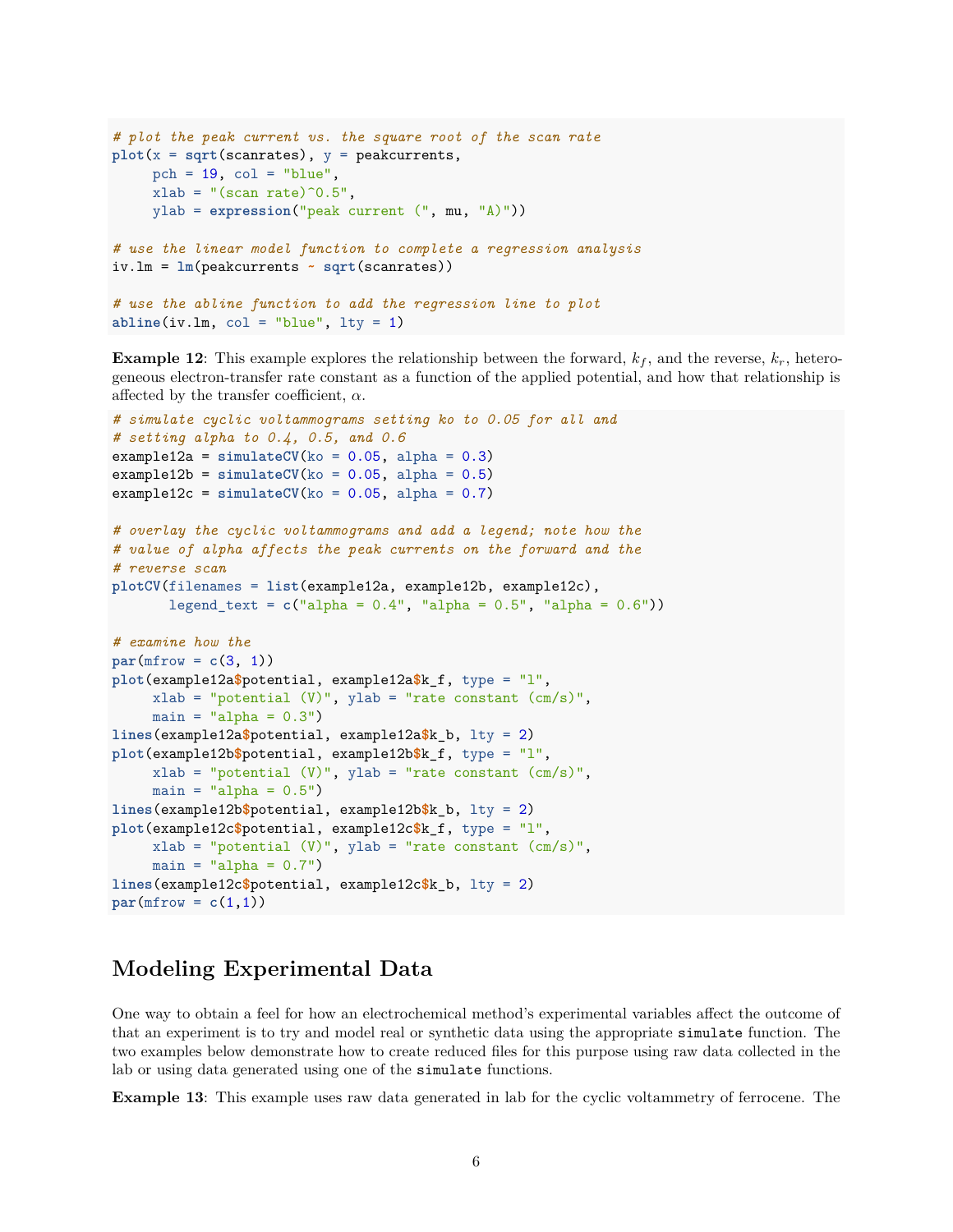```
# plot the peak current vs. the square root of the scan rate
plot(x = sqrt(scanrates), y = peakcurrents,
     pch = 19, col = "blue",
     xlab = "(scan rate)^0.5",
     ylab = expression("peak current (", mu, "A)"))

# use the linear model function to complete a regression analysis
iv.lm = lm(peakcurrents ~ sqrt(scanrates))

# use the abline function to add the regression line to plot
abline(iv.lm, col = "blue", lty = 1)
```

**Example 12**: This example explores the relationship between the forward, $k_f$, and the reverse, $k_r$, heterogeneous electron-transfer rate constant as a function of the applied potential, and how that relationship is affected by the transfer coefficient, $\alpha$.

```
# simulate cyclic voltammograms setting ko to 0.05 for all and
# setting alpha to 0.4, 0.5, and 0.6
example12a = simulateCV(ko = 0.05, alpha = 0.3)
example12b = simulateCV(ko = 0.05, alpha = 0.5)
example12c = simulateCV(ko = 0.05, alpha = 0.7)

# overlay the cyclic voltammograms and add a legend; note how the
# value of alpha affects the peak currents on the forward and the
# reverse scan
plotCV(filenames = list(example12a, example12b, example12c),
       legend_text = c("alpha = 0.4", "alpha = 0.5", "alpha = 0.6"))

# examine how the
par(mfrow = c(3, 1))
plot(example12a$potential, example12a$k_f, type = "l",
     xlab = "potential (V)", ylab = "rate constant (cm/s)",
     main = "alpha = 0.3")
lines(example12a$potential, example12a$k_b, lty = 2)
plot(example12b$potential, example12b$k_f, type = "l",
     xlab = "potential (V)", ylab = "rate constant (cm/s)",
     main = "alpha = 0.5")
lines(example12b$potential, example12b$k_b, lty = 2)
plot(example12c$potential, example12c$k_f, type = "l",
     xlab = "potential (V)", ylab = "rate constant (cm/s)",
     main = "alpha = 0.7")
lines(example12c$potential, example12c$k_b, lty = 2)
par(mfrow = c(1,1))
```

## Modeling Experimental Data

One way to obtain a feel for how an electrochemical method's experimental variables affect the outcome of that an experiment is to try and model real or synthetic data using the appropriate `simulate` function. The two examples below demonstrate how to create reduced files for this purpose using raw data collected in the lab or using data generated using one of the `simulate` functions.

**Example 13**: This example uses raw data generated in lab for the cyclic voltammetry of ferrocene. The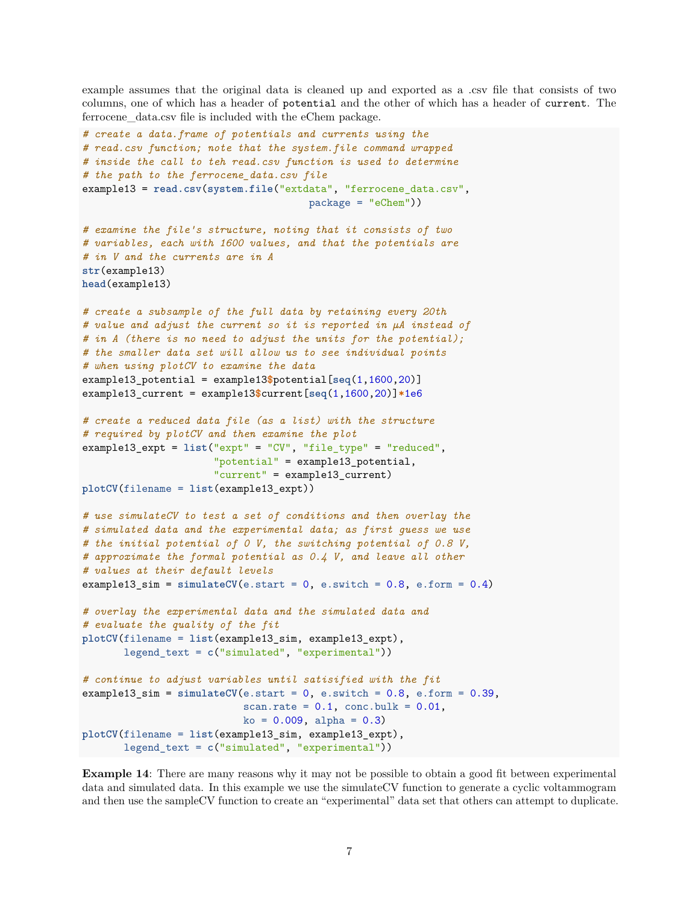example assumes that the original data is cleaned up and exported as a .csv file that consists of two columns, one of which has a header of `potential` and the other of which has a header of `current`. The ferrocene_data.csv file is included with the eChem package.

```
# create a data.frame of potentials and currents using the
# read.csv function; note that the system.file command wrapped
# inside the call to teh read.csv function is used to determine
# the path to the ferrocene_data.csv file
example13 = read.csv(system.file("extdata", "ferrocene_data.csv",
                                       package = "eChem"))

# examine the file's structure, noting that it consists of two
# variables, each with 1600 values, and that the potentials are
# in V and the currents are in A
str(example13)
head(example13)

# create a subsample of the full data by retaining every 20th
# value and adjust the current so it is reported in µA instead of
# in A (there is no need to adjust the units for the potential);
# the smaller data set will allow us to see individual points
# when using plotCV to examine the data
example13_potential = example13$potential[seq(1,1600,20)]
example13_current = example13$current[seq(1,1600,20)]*1e6

# create a reduced data file (as a list) with the structure
# required by plotCV and then examine the plot
example13_expt = list("expt" = "CV", "file_type" = "reduced",
                      "potential" = example13_potential,
                      "current" = example13_current)
plotCV(filename = list(example13_expt))

# use simulateCV to test a set of conditions and then overlay the
# simulated data and the experimental data; as first guess we use
# the initial potential of 0 V, the switching potential of 0.8 V,
# approximate the formal potential as 0.4 V, and leave all other
# values at their default levels
example13_sim = simulateCV(e.start = 0, e.switch = 0.8, e.form = 0.4)

# overlay the experimental data and the simulated data and
# evaluate the quality of the fit
plotCV(filename = list(example13_sim, example13_expt),
       legend_text = c("simulated", "experimental"))

# continue to adjust variables until satisified with the fit
example13_sim = simulateCV(e.start = 0, e.switch = 0.8, e.form = 0.39,
                           scan.rate = 0.1, conc.bulk = 0.01,
                           ko = 0.009, alpha = 0.3)
plotCV(filename = list(example13_sim, example13_expt),
       legend_text = c("simulated", "experimental"))
```

**Example 14**: There are many reasons why it may not be possible to obtain a good fit between experimental data and simulated data. In this example we use the simulateCV function to generate a cyclic voltammogram and then use the sampleCV function to create an "experimental" data set that others can attempt to duplicate.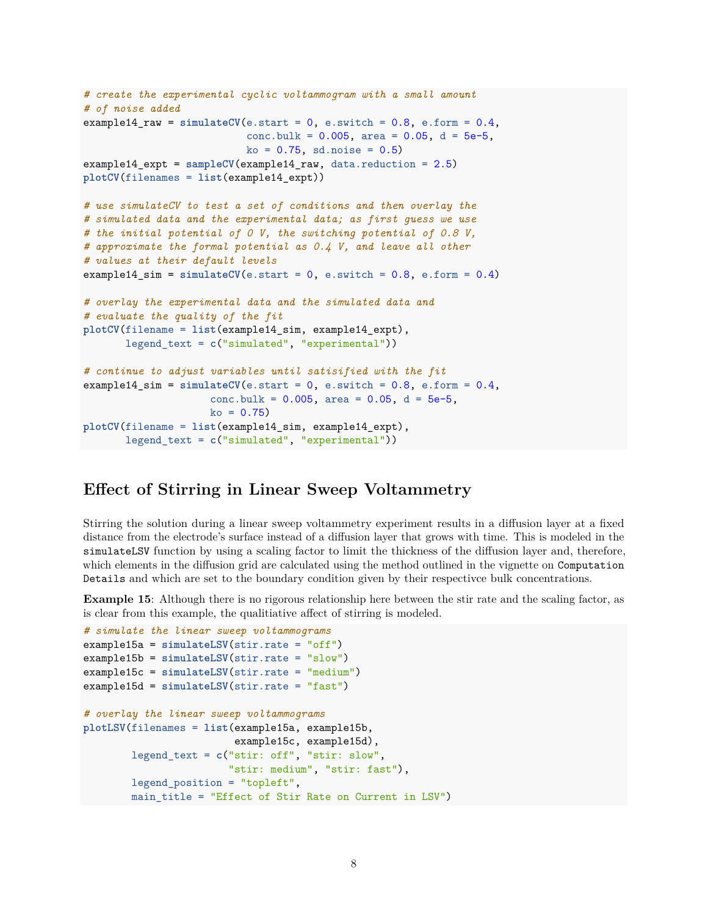```
# create the experimental cyclic voltammogram with a small amount
# of noise added
example14_raw = simulateCV(e.start = 0, e.switch = 0.8, e.form = 0.4,
                           conc.bulk = 0.005, area = 0.05, d = 5e-5,
                           ko = 0.75, sd.noise = 0.5)
example14_expt = sampleCV(example14_raw, data.reduction = 2.5)
plotCV(filenames = list(example14_expt))

# use simulateCV to test a set of conditions and then overlay the
# simulated data and the experimental data; as first guess we use
# the initial potential of 0 V, the switching potential of 0.8 V,
# approximate the formal potential as 0.4 V, and leave all other
# values at their default levels
example14_sim = simulateCV(e.start = 0, e.switch = 0.8, e.form = 0.4)

# overlay the experimental data and the simulated data and
# evaluate the quality of the fit
plotCV(filename = list(example14_sim, example14_expt),
       legend_text = c("simulated", "experimental"))

# continue to adjust variables until satisified with the fit
example14_sim = simulateCV(e.start = 0, e.switch = 0.8, e.form = 0.4,
                    conc.bulk = 0.005, area = 0.05, d = 5e-5,
                    ko = 0.75)
plotCV(filename = list(example14_sim, example14_expt),
       legend_text = c("simulated", "experimental"))
```

## Effect of Stirring in Linear Sweep Voltammetry

Stirring the solution during a linear sweep voltammetry experiment results in a diffusion layer at a fixed distance from the electrode's surface instead of a diffusion layer that grows with time. This is modeled in the `simulateLSV` function by using a scaling factor to limit the thickness of the diffusion layer and, therefore, which elements in the diffusion grid are calculated using the method outlined in the vignette on `Computation Details` and which are set to the boundary condition given by their respectivce bulk concentrations.

**Example 15**: Although there is no rigorous relationship here between the stir rate and the scaling factor, as is clear from this example, the qualitiative affect of stirring is modeled.

```
# simulate the linear sweep voltammograms
example15a = simulateLSV(stir.rate = "off")
example15b = simulateLSV(stir.rate = "slow")
example15c = simulateLSV(stir.rate = "medium")
example15d = simulateLSV(stir.rate = "fast")

# overlay the linear sweep voltammograms
plotLSV(filenames = list(example15a, example15b,
                         example15c, example15d),
        legend_text = c("stir: off", "stir: slow",
                        "stir: medium", "stir: fast"),
        legend_position = "topleft",
        main_title = "Effect of Stir Rate on Current in LSV")
```